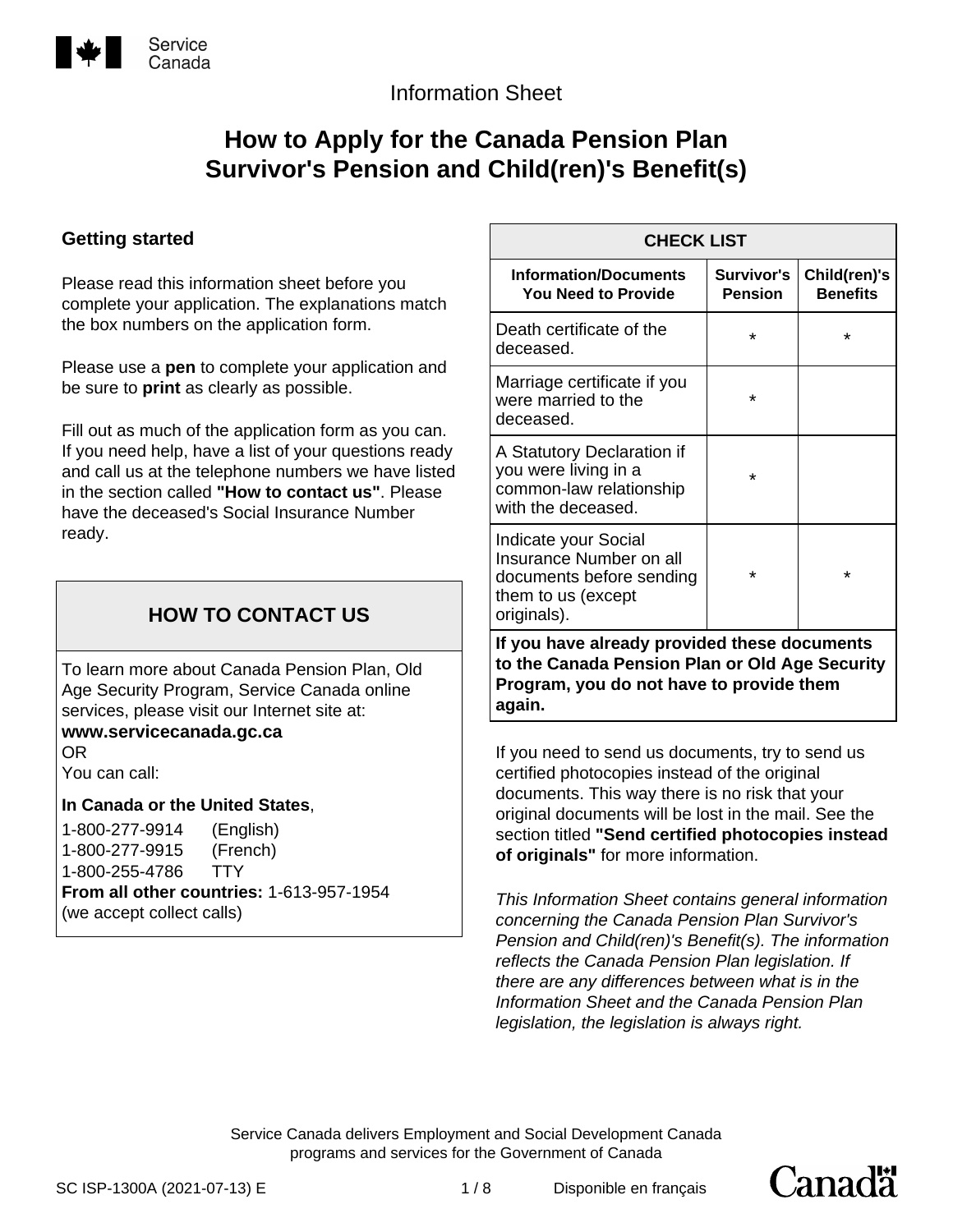Service Canada

Information Sheet

# How to Apply for the Canada Pension Plan Survivor's Pension and Child(ren)'s Benefit(s)

## Getting started

Please read this information sheet before you complete your application. The explanations match the box numbers on the application form.

Please use a **pen** to complete your application and be sure to **print** as clearly as possible.

Fill out as much of the application form as you can. If you need help, have a list of your questions ready and call us at the telephone numbers we have listed in the section called **"How to contact us"**. Please have the deceased's Social Insurance Number ready.

## HOW TO CONTACT US

To learn more about Canada Pension Plan, Old Age Security Program, Service Canada online services, please visit our Internet site at:
**www.servicecanada.gc.ca**
OR
You can call:

**In Canada or the United States**,
1-800-277-9914 (English)
1-800-277-9915 (French)
1-800-255-4786 TTY
**From all other countries:** 1-613-957-1954
(we accept collect calls)

| CHECK LIST | | |
|---|---|---|
| **Information/Documents You Need to Provide** | **Survivor's Pension** | **Child(ren)'s Benefits** |
| Death certificate of the deceased. | * | * |
| Marriage certificate if you were married to the deceased. | * | |
| A Statutory Declaration if you were living in a common-law relationship with the deceased. | * | |
| Indicate your Social Insurance Number on all documents before sending them to us (except originals). | * | * |
| **If you have already provided these documents to the Canada Pension Plan or Old Age Security Program, you do not have to provide them again.** | | |

If you need to send us documents, try to send us certified photocopies instead of the original documents. This way there is no risk that your original documents will be lost in the mail. See the section titled **"Send certified photocopies instead of originals"** for more information.

*This Information Sheet contains general information concerning the Canada Pension Plan Survivor's Pension and Child(ren)'s Benefit(s). The information reflects the Canada Pension Plan legislation. If there are any differences between what is in the Information Sheet and the Canada Pension Plan legislation, the legislation is always right.*

Service Canada delivers Employment and Social Development Canada programs and services for the Government of Canada

SC ISP-1300A (2021-07-13) E

Disponible en français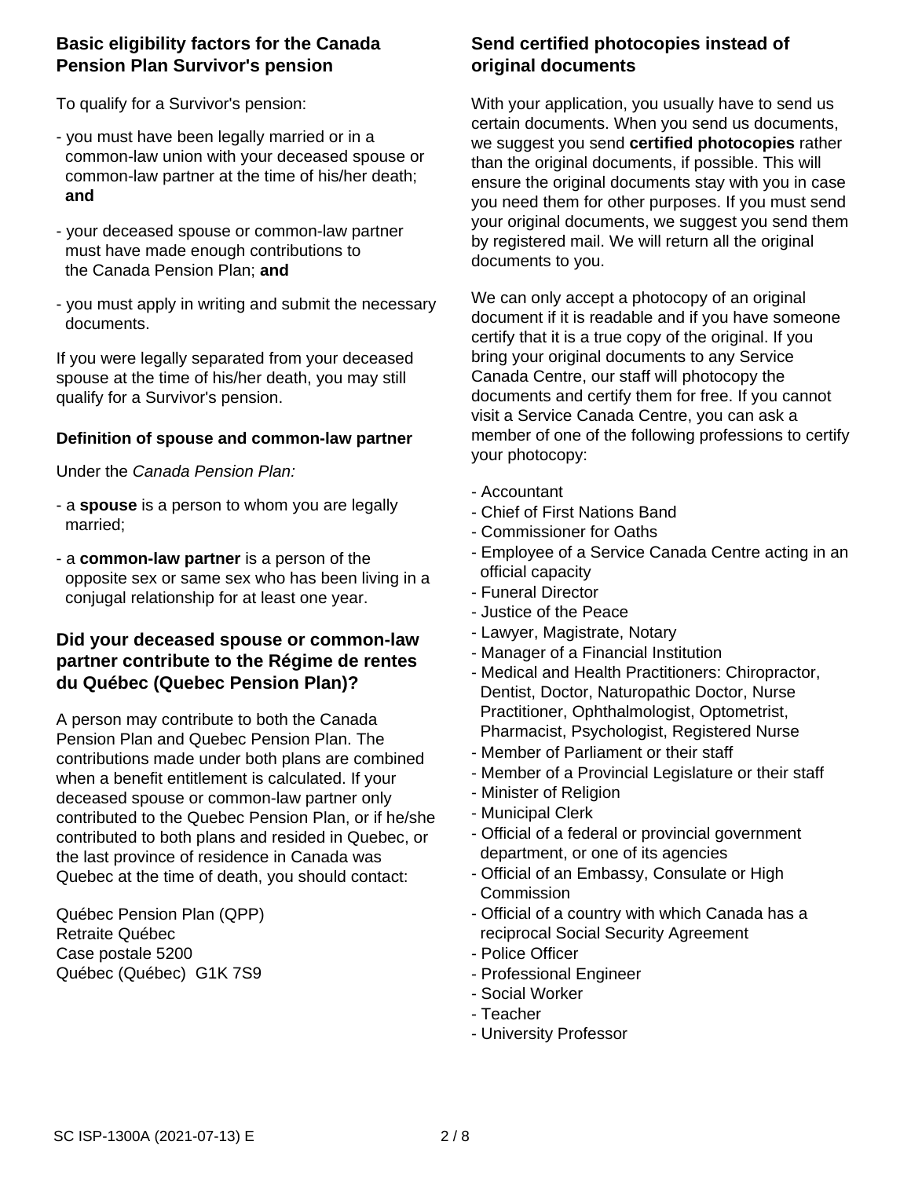## Basic eligibility factors for the Canada Pension Plan Survivor's pension

To qualify for a Survivor's pension:

- you must have been legally married or in a common-law union with your deceased spouse or common-law partner at the time of his/her death; **and**
- your deceased spouse or common-law partner must have made enough contributions to the Canada Pension Plan; **and**
- you must apply in writing and submit the necessary documents.

If you were legally separated from your deceased spouse at the time of his/her death, you may still qualify for a Survivor's pension.

### Definition of spouse and common-law partner

Under the *Canada Pension Plan:*

- a **spouse** is a person to whom you are legally married;
- a **common-law partner** is a person of the opposite sex or same sex who has been living in a conjugal relationship for at least one year.

## Did your deceased spouse or common-law partner contribute to the Régime de rentes du Québec (Quebec Pension Plan)?

A person may contribute to both the Canada Pension Plan and Quebec Pension Plan. The contributions made under both plans are combined when a benefit entitlement is calculated. If your deceased spouse or common-law partner only contributed to the Quebec Pension Plan, or if he/she contributed to both plans and resided in Quebec, or the last province of residence in Canada was Quebec at the time of death, you should contact:

Québec Pension Plan (QPP)
Retraite Québec
Case postale 5200
Québec (Québec) G1K 7S9

## Send certified photocopies instead of original documents

With your application, you usually have to send us certain documents. When you send us documents, we suggest you send **certified photocopies** rather than the original documents, if possible. This will ensure the original documents stay with you in case you need them for other purposes. If you must send your original documents, we suggest you send them by registered mail. We will return all the original documents to you.

We can only accept a photocopy of an original document if it is readable and if you have someone certify that it is a true copy of the original. If you bring your original documents to any Service Canada Centre, our staff will photocopy the documents and certify them for free. If you cannot visit a Service Canada Centre, you can ask a member of one of the following professions to certify your photocopy:

- Accountant
- Chief of First Nations Band
- Commissioner for Oaths
- Employee of a Service Canada Centre acting in an official capacity
- Funeral Director
- Justice of the Peace
- Lawyer, Magistrate, Notary
- Manager of a Financial Institution
- Medical and Health Practitioners: Chiropractor, Dentist, Doctor, Naturopathic Doctor, Nurse Practitioner, Ophthalmologist, Optometrist, Pharmacist, Psychologist, Registered Nurse
- Member of Parliament or their staff
- Member of a Provincial Legislature or their staff
- Minister of Religion
- Municipal Clerk
- Official of a federal or provincial government department, or one of its agencies
- Official of an Embassy, Consulate or High Commission
- Official of a country with which Canada has a reciprocal Social Security Agreement
- Police Officer
- Professional Engineer
- Social Worker
- Teacher
- University Professor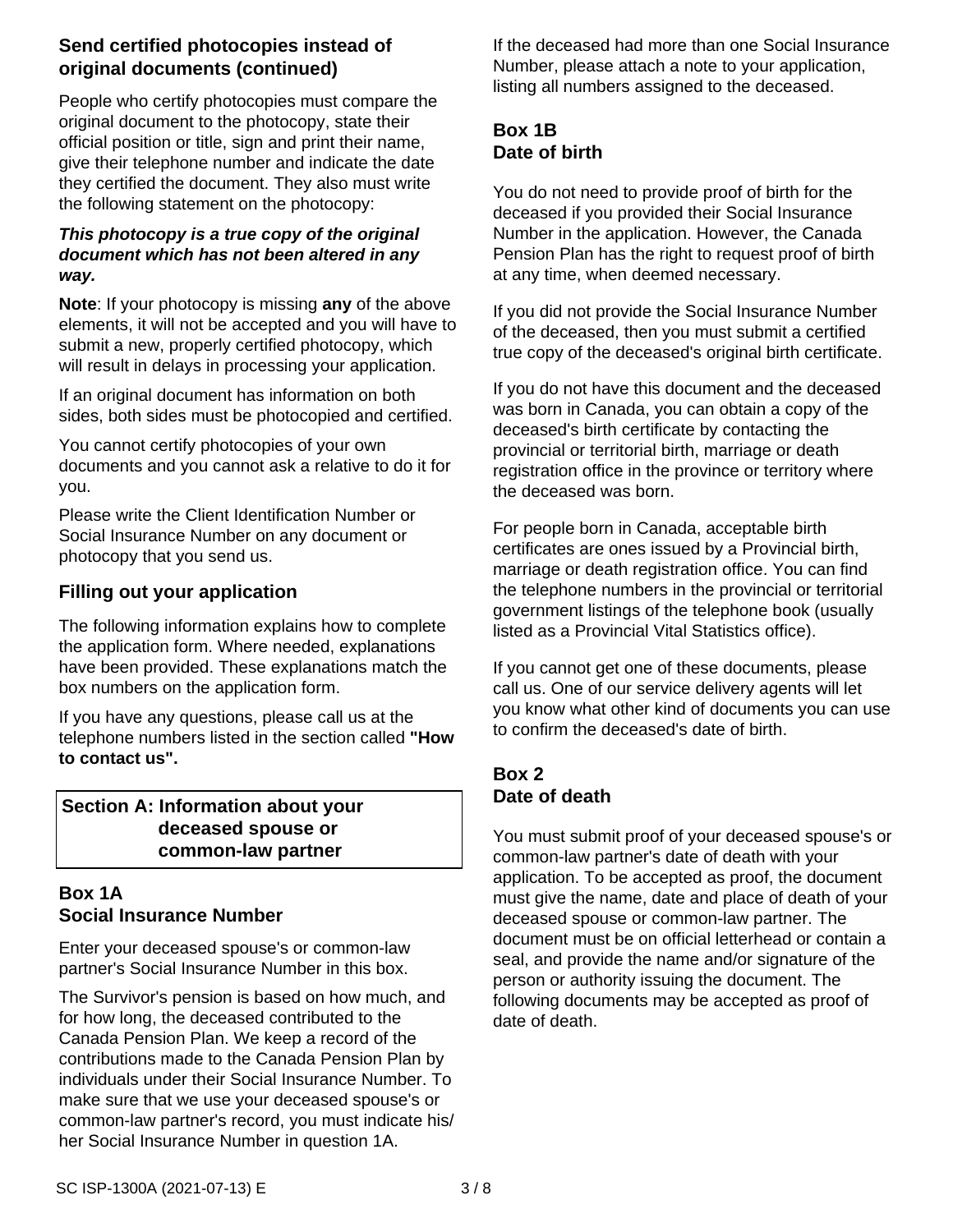### Send certified photocopies instead of original documents (continued)

People who certify photocopies must compare the original document to the photocopy, state their official position or title, sign and print their name, give their telephone number and indicate the date they certified the document. They also must write the following statement on the photocopy:

***This photocopy is a true copy of the original document which has not been altered in any way.***

**Note**: If your photocopy is missing **any** of the above elements, it will not be accepted and you will have to submit a new, properly certified photocopy, which will result in delays in processing your application.

If an original document has information on both sides, both sides must be photocopied and certified.

You cannot certify photocopies of your own documents and you cannot ask a relative to do it for you.

Please write the Client Identification Number or Social Insurance Number on any document or photocopy that you send us.

## Filling out your application

The following information explains how to complete the application form. Where needed, explanations have been provided. These explanations match the box numbers on the application form.

If you have any questions, please call us at the telephone numbers listed in the section called **"How to contact us".**

## Section A: Information about your deceased spouse or common-law partner

### Box 1A
### Social Insurance Number

Enter your deceased spouse's or common-law partner's Social Insurance Number in this box.

The Survivor's pension is based on how much, and for how long, the deceased contributed to the Canada Pension Plan. We keep a record of the contributions made to the Canada Pension Plan by individuals under their Social Insurance Number. To make sure that we use your deceased spouse's or common-law partner's record, you must indicate his/her Social Insurance Number in question 1A.

If the deceased had more than one Social Insurance Number, please attach a note to your application, listing all numbers assigned to the deceased.

### Box 1B
### Date of birth

You do not need to provide proof of birth for the deceased if you provided their Social Insurance Number in the application. However, the Canada Pension Plan has the right to request proof of birth at any time, when deemed necessary.

If you did not provide the Social Insurance Number of the deceased, then you must submit a certified true copy of the deceased's original birth certificate.

If you do not have this document and the deceased was born in Canada, you can obtain a copy of the deceased's birth certificate by contacting the provincial or territorial birth, marriage or death registration office in the province or territory where the deceased was born.

For people born in Canada, acceptable birth certificates are ones issued by a Provincial birth, marriage or death registration office. You can find the telephone numbers in the provincial or territorial government listings of the telephone book (usually listed as a Provincial Vital Statistics office).

If you cannot get one of these documents, please call us. One of our service delivery agents will let you know what other kind of documents you can use to confirm the deceased's date of birth.

### Box 2
### Date of death

You must submit proof of your deceased spouse's or common-law partner's date of death with your application. To be accepted as proof, the document must give the name, date and place of death of your deceased spouse or common-law partner. The document must be on official letterhead or contain a seal, and provide the name and/or signature of the person or authority issuing the document. The following documents may be accepted as proof of date of death.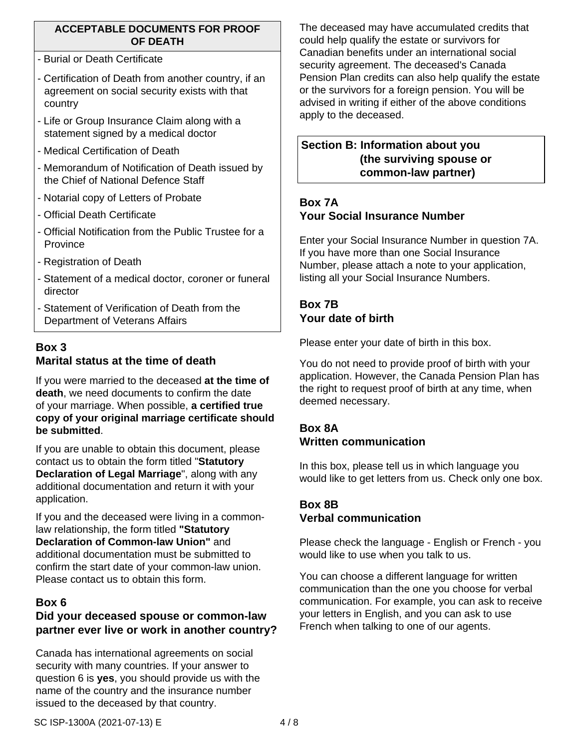**ACCEPTABLE DOCUMENTS FOR PROOF OF DEATH**

- Burial or Death Certificate
- Certification of Death from another country, if an agreement on social security exists with that country
- Life or Group Insurance Claim along with a statement signed by a medical doctor
- Medical Certification of Death
- Memorandum of Notification of Death issued by the Chief of National Defence Staff
- Notarial copy of Letters of Probate
- Official Death Certificate
- Official Notification from the Public Trustee for a Province
- Registration of Death
- Statement of a medical doctor, coroner or funeral director
- Statement of Verification of Death from the Department of Veterans Affairs

### Box 3
### Marital status at the time of death

If you were married to the deceased **at the time of death**, we need documents to confirm the date of your marriage. When possible, **a certified true copy of your original marriage certificate should be submitted**.

If you are unable to obtain this document, please contact us to obtain the form titled "**Statutory Declaration of Legal Marriage**", along with any additional documentation and return it with your application.

If you and the deceased were living in a common-law relationship, the form titled **"Statutory Declaration of Common-law Union"** and additional documentation must be submitted to confirm the start date of your common-law union. Please contact us to obtain this form.

### Box 6
### Did your deceased spouse or common-law partner ever live or work in another country?

Canada has international agreements on social security with many countries. If your answer to question 6 is **yes**, you should provide us with the name of the country and the insurance number issued to the deceased by that country.

The deceased may have accumulated credits that could help qualify the estate or survivors for Canadian benefits under an international social security agreement. The deceased's Canada Pension Plan credits can also help qualify the estate or the survivors for a foreign pension. You will be advised in writing if either of the above conditions apply to the deceased.

## Section B: Information about you (the surviving spouse or common-law partner)

### Box 7A
### Your Social Insurance Number

Enter your Social Insurance Number in question 7A. If you have more than one Social Insurance Number, please attach a note to your application, listing all your Social Insurance Numbers.

### Box 7B
### Your date of birth

Please enter your date of birth in this box.

You do not need to provide proof of birth with your application. However, the Canada Pension Plan has the right to request proof of birth at any time, when deemed necessary.

### Box 8A
### Written communication

In this box, please tell us in which language you would like to get letters from us. Check only one box.

### Box 8B
### Verbal communication

Please check the language - English or French - you would like to use when you talk to us.

You can choose a different language for written communication than the one you choose for verbal communication. For example, you can ask to receive your letters in English, and you can ask to use French when talking to one of our agents.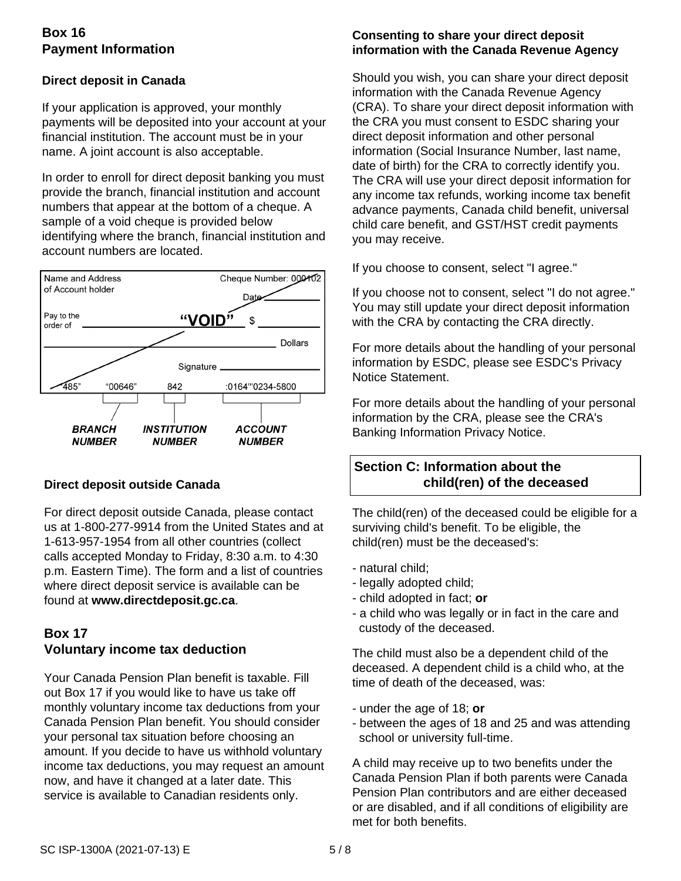## Box 16
## Payment Information

### Direct deposit in Canada

If your application is approved, your monthly payments will be deposited into your account at your financial institution. The account must be in your name. A joint account is also acceptable.

In order to enroll for direct deposit banking you must provide the branch, financial institution and account numbers that appear at the bottom of a cheque. A sample of a void cheque is provided below identifying where the branch, financial institution and account numbers are located.

Name and Address of Account holder — Cheque Number: 000102 — Date — Pay to the order of — "VOID" — $ — Dollars — Signature

"485" "00646" 842 :0164"'0234-5800

***BRANCH NUMBER*** ***INSTITUTION NUMBER*** ***ACCOUNT NUMBER***

### Direct deposit outside Canada

For direct deposit outside Canada, please contact us at 1-800-277-9914 from the United States and at 1-613-957-1954 from all other countries (collect calls accepted Monday to Friday, 8:30 a.m. to 4:30 p.m. Eastern Time). The form and a list of countries where direct deposit service is available can be found at **www.directdeposit.gc.ca**.

## Box 17
## Voluntary income tax deduction

Your Canada Pension Plan benefit is taxable. Fill out Box 17 if you would like to have us take off monthly voluntary income tax deductions from your Canada Pension Plan benefit. You should consider your personal tax situation before choosing an amount. If you decide to have us withhold voluntary income tax deductions, you may request an amount now, and have it changed at a later date. This service is available to Canadian residents only.

### Consenting to share your direct deposit information with the Canada Revenue Agency

Should you wish, you can share your direct deposit information with the Canada Revenue Agency (CRA). To share your direct deposit information with the CRA you must consent to ESDC sharing your direct deposit information and other personal information (Social Insurance Number, last name, date of birth) for the CRA to correctly identify you. The CRA will use your direct deposit information for any income tax refunds, working income tax benefit advance payments, Canada child benefit, universal child care benefit, and GST/HST credit payments you may receive.

If you choose to consent, select "I agree."

If you choose not to consent, select "I do not agree." You may still update your direct deposit information with the CRA by contacting the CRA directly.

For more details about the handling of your personal information by ESDC, please see ESDC's Privacy Notice Statement.

For more details about the handling of your personal information by the CRA, please see the CRA's Banking Information Privacy Notice.

## Section C: Information about the child(ren) of the deceased

The child(ren) of the deceased could be eligible for a surviving child's benefit. To be eligible, the child(ren) must be the deceased's:

- natural child;
- legally adopted child;
- child adopted in fact; **or**
- a child who was legally or in fact in the care and custody of the deceased.

The child must also be a dependent child of the deceased. A dependent child is a child who, at the time of death of the deceased, was:

- under the age of 18; **or**
- between the ages of 18 and 25 and was attending school or university full-time.

A child may receive up to two benefits under the Canada Pension Plan if both parents were Canada Pension Plan contributors and are either deceased or are disabled, and if all conditions of eligibility are met for both benefits.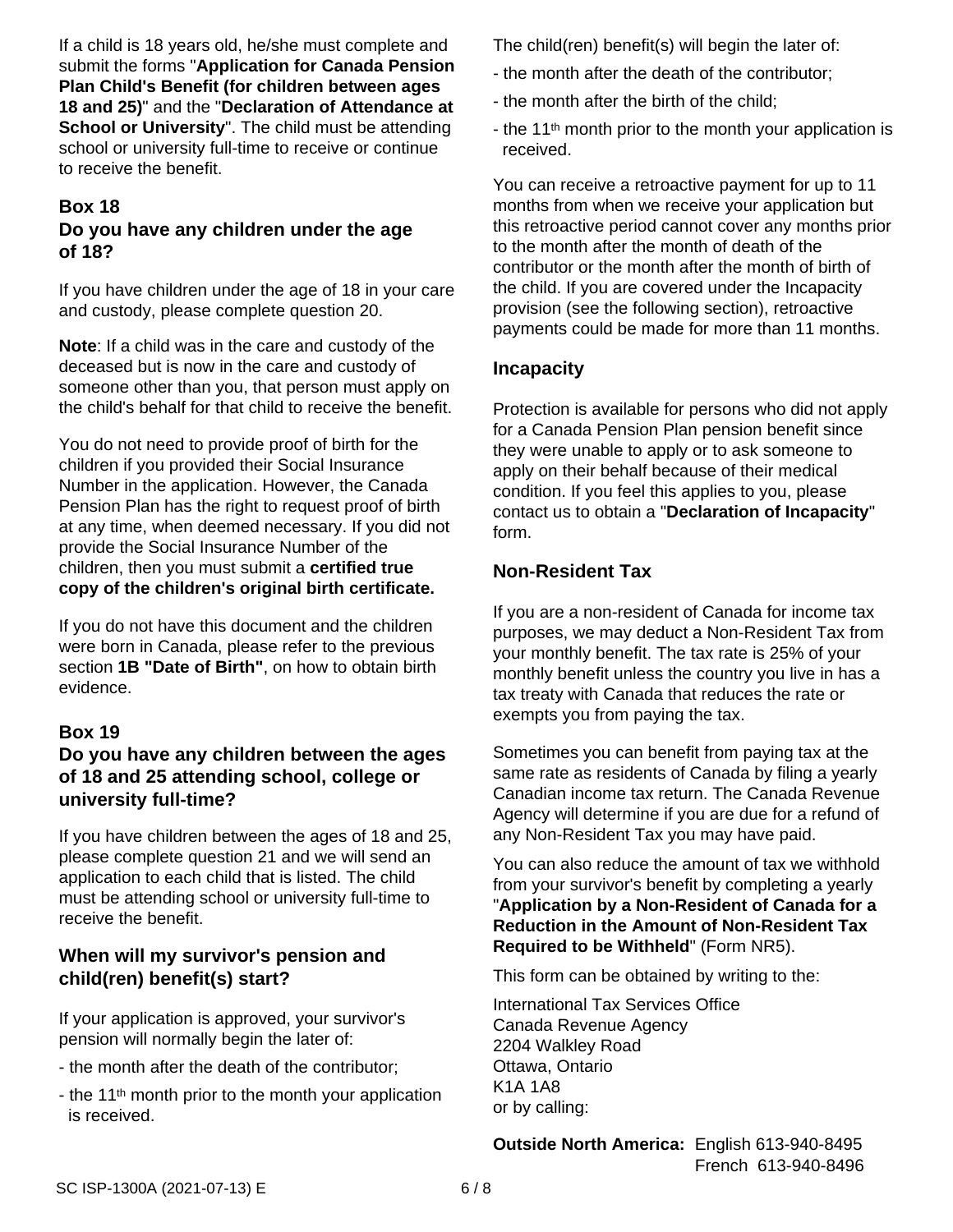If a child is 18 years old, he/she must complete and submit the forms "**Application for Canada Pension Plan Child's Benefit (for children between ages 18 and 25)**" and the "**Declaration of Attendance at School or University**". The child must be attending school or university full-time to receive or continue to receive the benefit.

### Box 18
### Do you have any children under the age of 18?

If you have children under the age of 18 in your care and custody, please complete question 20.

**Note**: If a child was in the care and custody of the deceased but is now in the care and custody of someone other than you, that person must apply on the child's behalf for that child to receive the benefit.

You do not need to provide proof of birth for the children if you provided their Social Insurance Number in the application. However, the Canada Pension Plan has the right to request proof of birth at any time, when deemed necessary. If you did not provide the Social Insurance Number of the children, then you must submit a **certified true copy of the children's original birth certificate.**

If you do not have this document and the children were born in Canada, please refer to the previous section **1B "Date of Birth"**, on how to obtain birth evidence.

### Box 19
### Do you have any children between the ages of 18 and 25 attending school, college or university full-time?

If you have children between the ages of 18 and 25, please complete question 21 and we will send an application to each child that is listed. The child must be attending school or university full-time to receive the benefit.

### When will my survivor's pension and child(ren) benefit(s) start?

If your application is approved, your survivor's pension will normally begin the later of:

- the month after the death of the contributor;
- the 11th month prior to the month your application is received.

The child(ren) benefit(s) will begin the later of:

- the month after the death of the contributor;
- the month after the birth of the child;
- the 11th month prior to the month your application is received.

You can receive a retroactive payment for up to 11 months from when we receive your application but this retroactive period cannot cover any months prior to the month after the month of death of the contributor or the month after the month of birth of the child. If you are covered under the Incapacity provision (see the following section), retroactive payments could be made for more than 11 months.

### Incapacity

Protection is available for persons who did not apply for a Canada Pension Plan pension benefit since they were unable to apply or to ask someone to apply on their behalf because of their medical condition. If you feel this applies to you, please contact us to obtain a "**Declaration of Incapacity**" form.

### Non-Resident Tax

If you are a non-resident of Canada for income tax purposes, we may deduct a Non-Resident Tax from your monthly benefit. The tax rate is 25% of your monthly benefit unless the country you live in has a tax treaty with Canada that reduces the rate or exempts you from paying the tax.

Sometimes you can benefit from paying tax at the same rate as residents of Canada by filing a yearly Canadian income tax return. The Canada Revenue Agency will determine if you are due for a refund of any Non-Resident Tax you may have paid.

You can also reduce the amount of tax we withhold from your survivor's benefit by completing a yearly "**Application by a Non-Resident of Canada for a Reduction in the Amount of Non-Resident Tax Required to be Withheld**" (Form NR5).

This form can be obtained by writing to the:

International Tax Services Office
Canada Revenue Agency
2204 Walkley Road
Ottawa, Ontario
K1A 1A8
or by calling:

**Outside North America:** English 613-940-8495
French 613-940-8496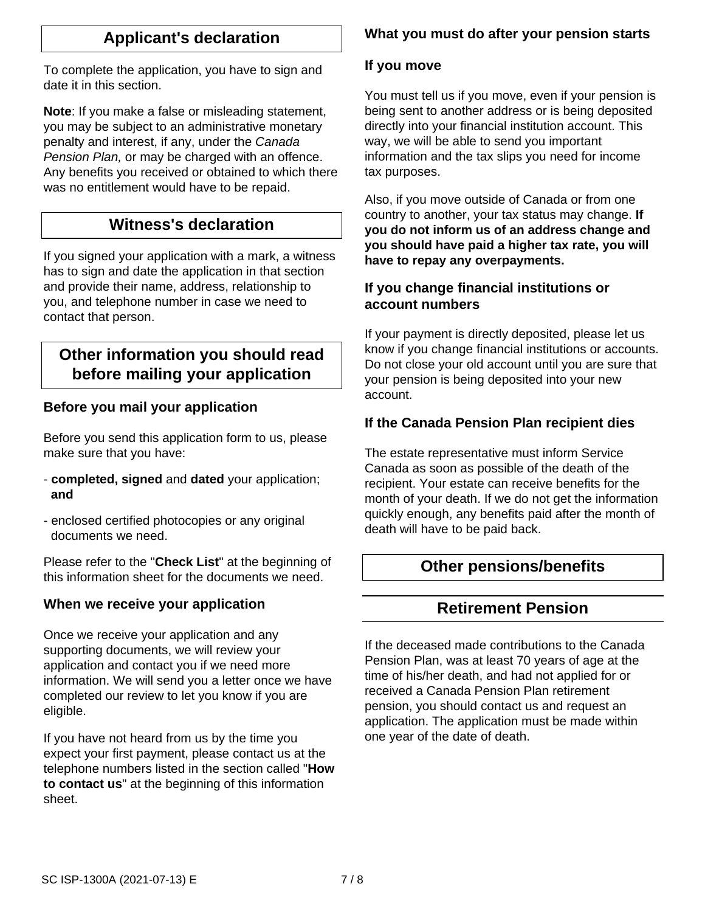## Applicant's declaration

To complete the application, you have to sign and date it in this section.

**Note**: If you make a false or misleading statement, you may be subject to an administrative monetary penalty and interest, if any, under the *Canada Pension Plan,* or may be charged with an offence. Any benefits you received or obtained to which there was no entitlement would have to be repaid.

## Witness's declaration

If you signed your application with a mark, a witness has to sign and date the application in that section and provide their name, address, relationship to you, and telephone number in case we need to contact that person.

## Other information you should read before mailing your application

### Before you mail your application

Before you send this application form to us, please make sure that you have:

- **completed, signed** and **dated** your application; **and**
- enclosed certified photocopies or any original documents we need.

Please refer to the "**Check List**" at the beginning of this information sheet for the documents we need.

### When we receive your application

Once we receive your application and any supporting documents, we will review your application and contact you if we need more information. We will send you a letter once we have completed our review to let you know if you are eligible.

If you have not heard from us by the time you expect your first payment, please contact us at the telephone numbers listed in the section called "**How to contact us**" at the beginning of this information sheet.

### What you must do after your pension starts

### If you move

You must tell us if you move, even if your pension is being sent to another address or is being deposited directly into your financial institution account. This way, we will be able to send you important information and the tax slips you need for income tax purposes.

Also, if you move outside of Canada or from one country to another, your tax status may change. **If you do not inform us of an address change and you should have paid a higher tax rate, you will have to repay any overpayments.**

### If you change financial institutions or account numbers

If your payment is directly deposited, please let us know if you change financial institutions or accounts. Do not close your old account until you are sure that your pension is being deposited into your new account.

### If the Canada Pension Plan recipient dies

The estate representative must inform Service Canada as soon as possible of the death of the recipient. Your estate can receive benefits for the month of your death. If we do not get the information quickly enough, any benefits paid after the month of death will have to be paid back.

## Other pensions/benefits

## Retirement Pension

If the deceased made contributions to the Canada Pension Plan, was at least 70 years of age at the time of his/her death, and had not applied for or received a Canada Pension Plan retirement pension, you should contact us and request an application. The application must be made within one year of the date of death.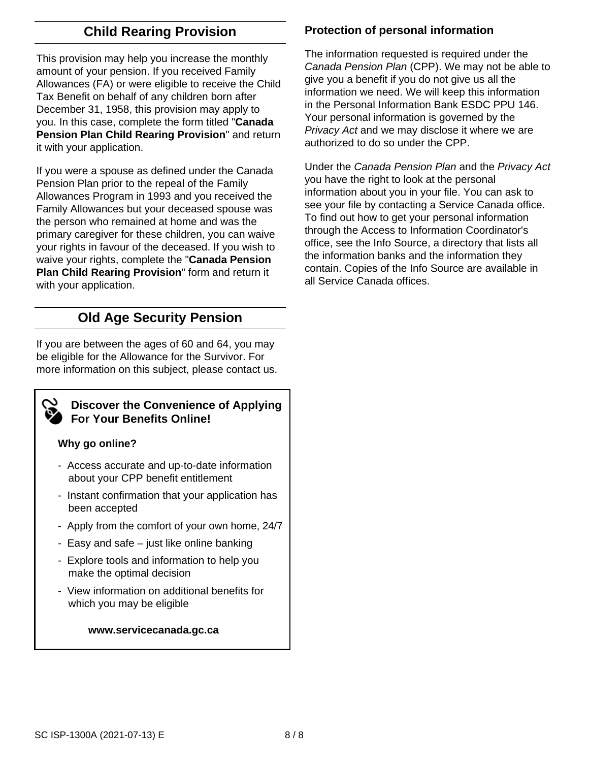## Child Rearing Provision

This provision may help you increase the monthly amount of your pension. If you received Family Allowances (FA) or were eligible to receive the Child Tax Benefit on behalf of any children born after December 31, 1958, this provision may apply to you. In this case, complete the form titled "**Canada Pension Plan Child Rearing Provision**" and return it with your application.

If you were a spouse as defined under the Canada Pension Plan prior to the repeal of the Family Allowances Program in 1993 and you received the Family Allowances but your deceased spouse was the person who remained at home and was the primary caregiver for these children, you can waive your rights in favour of the deceased. If you wish to waive your rights, complete the "**Canada Pension Plan Child Rearing Provision**" form and return it with your application.

## Old Age Security Pension

If you are between the ages of 60 and 64, you may be eligible for the Allowance for the Survivor. For more information on this subject, please contact us.

### Discover the Convenience of Applying For Your Benefits Online!

**Why go online?**

- Access accurate and up-to-date information about your CPP benefit entitlement
- Instant confirmation that your application has been accepted
- Apply from the comfort of your own home, 24/7
- Easy and safe – just like online banking
- Explore tools and information to help you make the optimal decision
- View information on additional benefits for which you may be eligible

**www.servicecanada.gc.ca**

### Protection of personal information

The information requested is required under the *Canada Pension Plan* (CPP). We may not be able to give you a benefit if you do not give us all the information we need. We will keep this information in the Personal Information Bank ESDC PPU 146. Your personal information is governed by the *Privacy Act* and we may disclose it where we are authorized to do so under the CPP.

Under the *Canada Pension Plan* and the *Privacy Act* you have the right to look at the personal information about you in your file. You can ask to see your file by contacting a Service Canada office. To find out how to get your personal information through the Access to Information Coordinator's office, see the Info Source, a directory that lists all the information banks and the information they contain. Copies of the Info Source are available in all Service Canada offices.

SC ISP-1300A (2021-07-13) E